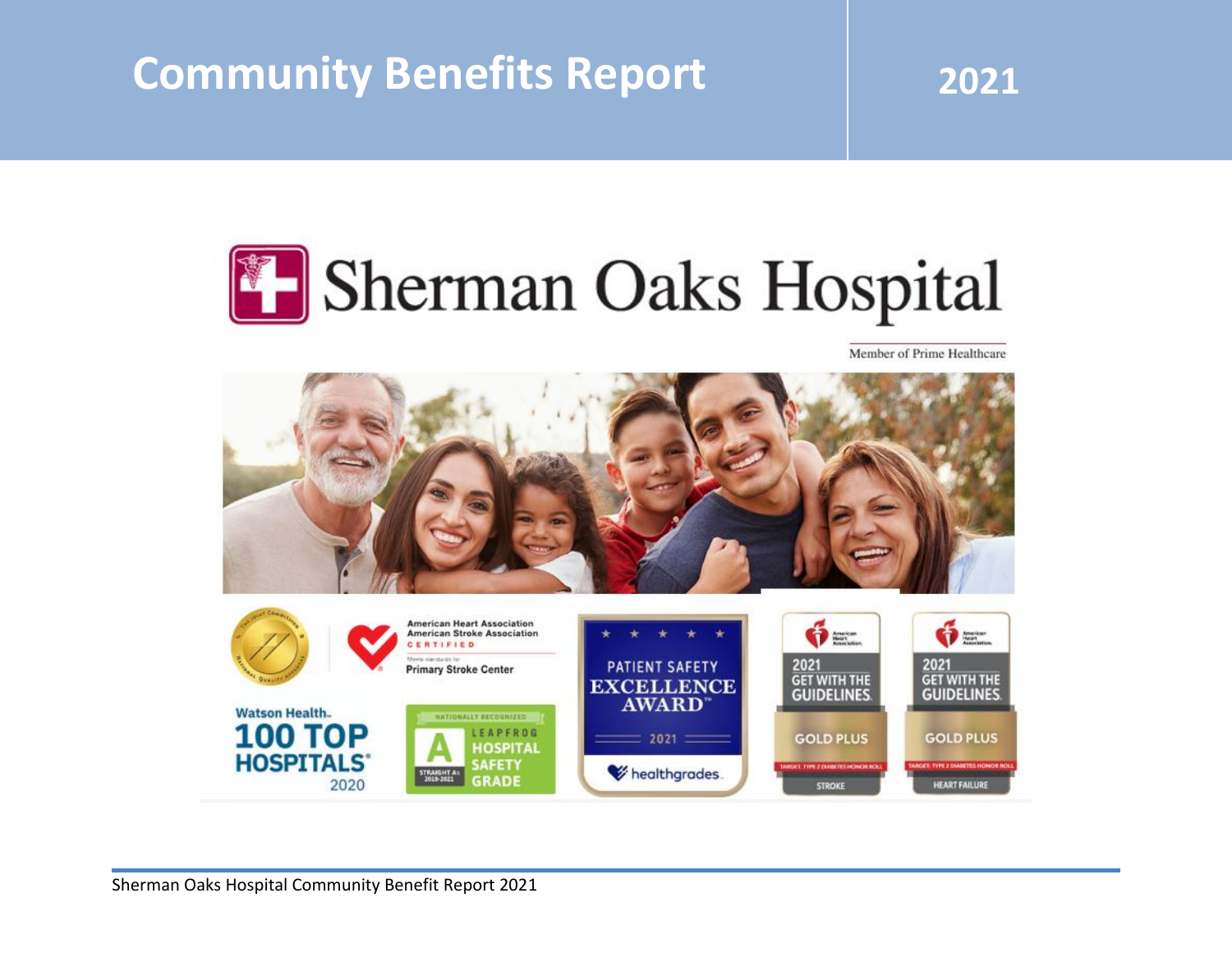# Community Benefits Report 2021

# Sherman Oaks Hospital

Member of Prime Healthcare

American Heart Association
American Stroke Association
CERTIFIED
Meets standards for
Primary Stroke Center

Watson Health.
100 TOP HOSPITALS
2020

NATIONALLY RECOGNIZED
LEAPFROG HOSPITAL SAFETY GRADE
A
STRAIGHT A's 2018-2021

PATIENT SAFETY EXCELLENCE AWARD
2021
healthgrades

2021 GET WITH THE GUIDELINES.
GOLD PLUS
TARGET: TYPE 2 DIABETES HONOR ROLL
STROKE

2021 GET WITH THE GUIDELINES.
GOLD PLUS
TARGET: TYPE 2 DIABETES HONOR ROLL
HEART FAILURE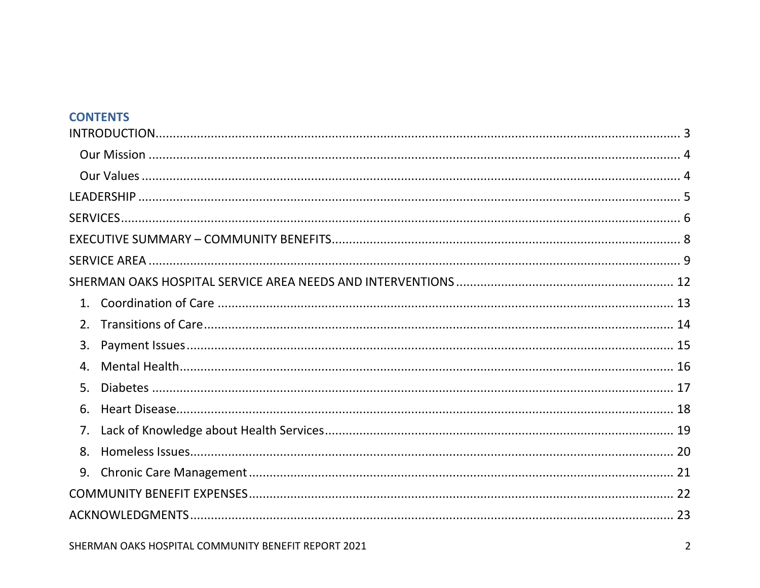## CONTENTS

INTRODUCTION ........................................................................ 3

- Our Mission ........................................................................ 4
- Our Values ........................................................................ 4

LEADERSHIP ........................................................................ 5

SERVICES ........................................................................ 6

EXECUTIVE SUMMARY – COMMUNITY BENEFITS ........................................................................ 8

SERVICE AREA ........................................................................ 9

SHERMAN OAKS HOSPITAL SERVICE AREA NEEDS AND INTERVENTIONS ........................................................................ 12

1. Coordination of Care ........................................................................ 13
2. Transitions of Care ........................................................................ 14
3. Payment Issues ........................................................................ 15
4. Mental Health ........................................................................ 16
5. Diabetes ........................................................................ 17
6. Heart Disease ........................................................................ 18
7. Lack of Knowledge about Health Services ........................................................................ 19
8. Homeless Issues ........................................................................ 20
9. Chronic Care Management ........................................................................ 21

COMMUNITY BENEFIT EXPENSES ........................................................................ 22

ACKNOWLEDGMENTS ........................................................................ 23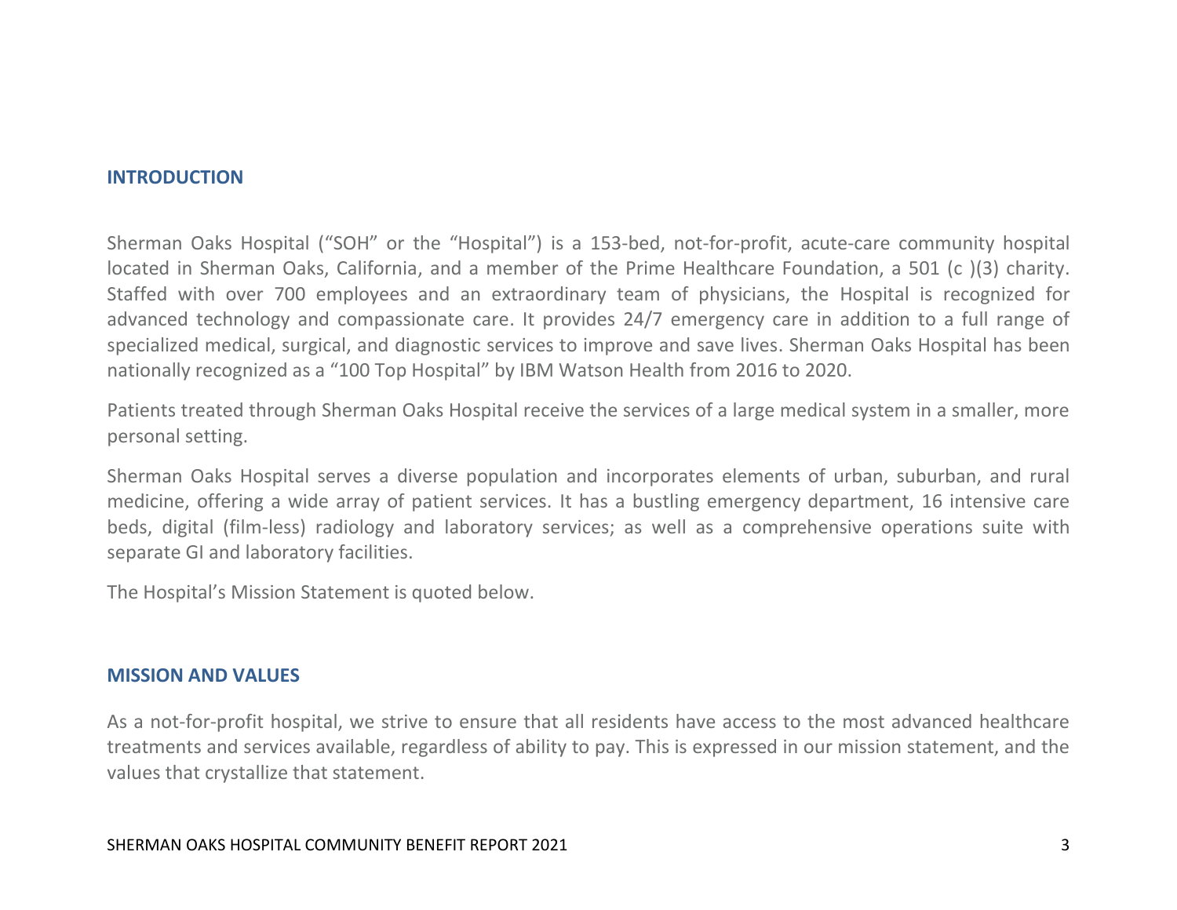## INTRODUCTION

Sherman Oaks Hospital ("SOH" or the "Hospital") is a 153-bed, not-for-profit, acute-care community hospital located in Sherman Oaks, California, and a member of the Prime Healthcare Foundation, a 501 (c )(3) charity. Staffed with over 700 employees and an extraordinary team of physicians, the Hospital is recognized for advanced technology and compassionate care. It provides 24/7 emergency care in addition to a full range of specialized medical, surgical, and diagnostic services to improve and save lives. Sherman Oaks Hospital has been nationally recognized as a "100 Top Hospital" by IBM Watson Health from 2016 to 2020.

Patients treated through Sherman Oaks Hospital receive the services of a large medical system in a smaller, more personal setting.

Sherman Oaks Hospital serves a diverse population and incorporates elements of urban, suburban, and rural medicine, offering a wide array of patient services. It has a bustling emergency department, 16 intensive care beds, digital (film-less) radiology and laboratory services; as well as a comprehensive operations suite with separate GI and laboratory facilities.

The Hospital's Mission Statement is quoted below.

## MISSION AND VALUES

As a not-for-profit hospital, we strive to ensure that all residents have access to the most advanced healthcare treatments and services available, regardless of ability to pay. This is expressed in our mission statement, and the values that crystallize that statement.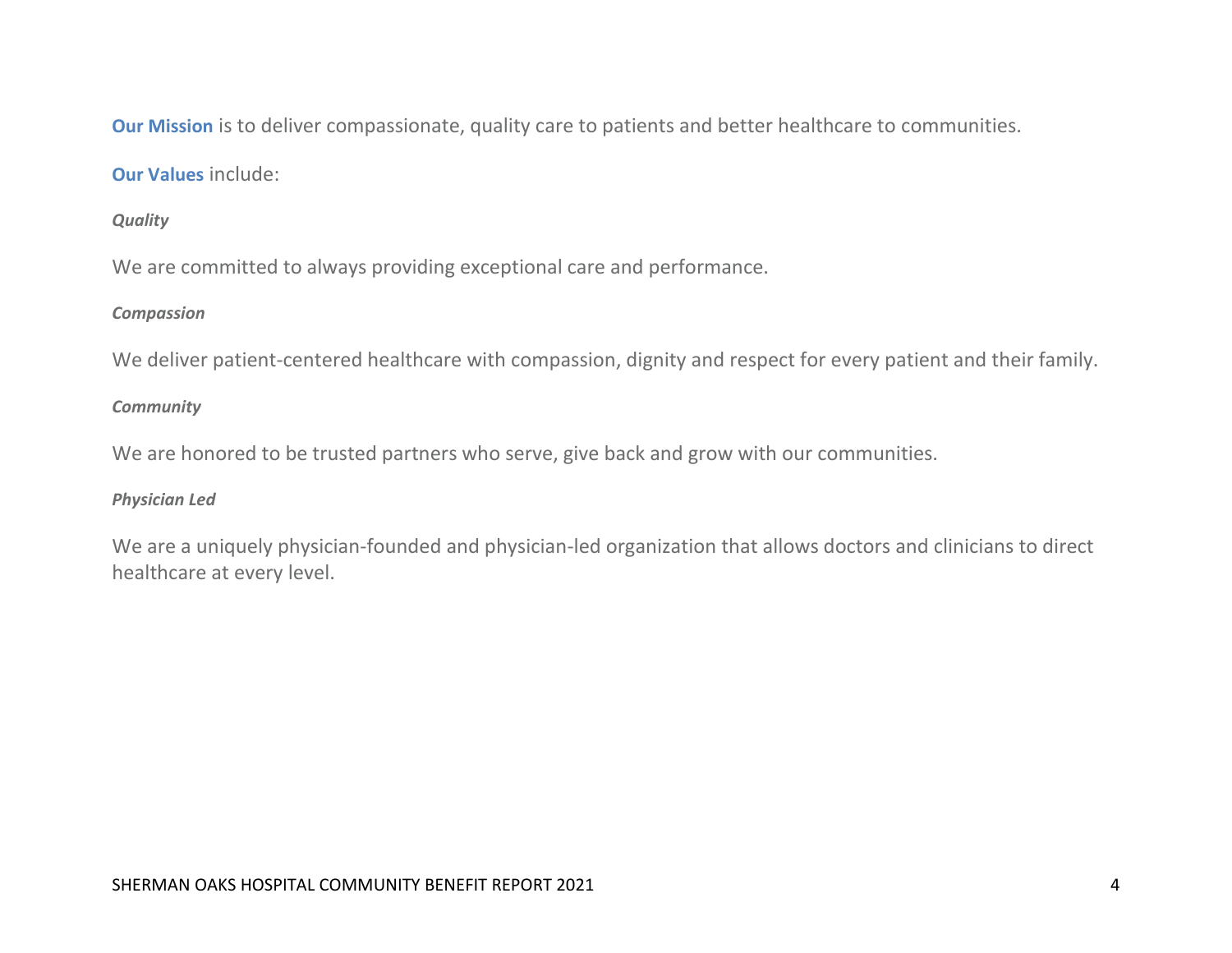**Our Mission** is to deliver compassionate, quality care to patients and better healthcare to communities.

**Our Values** include:

***Quality***

We are committed to always providing exceptional care and performance.

***Compassion***

We deliver patient-centered healthcare with compassion, dignity and respect for every patient and their family.

***Community***

We are honored to be trusted partners who serve, give back and grow with our communities.

***Physician Led***

We are a uniquely physician-founded and physician-led organization that allows doctors and clinicians to direct healthcare at every level.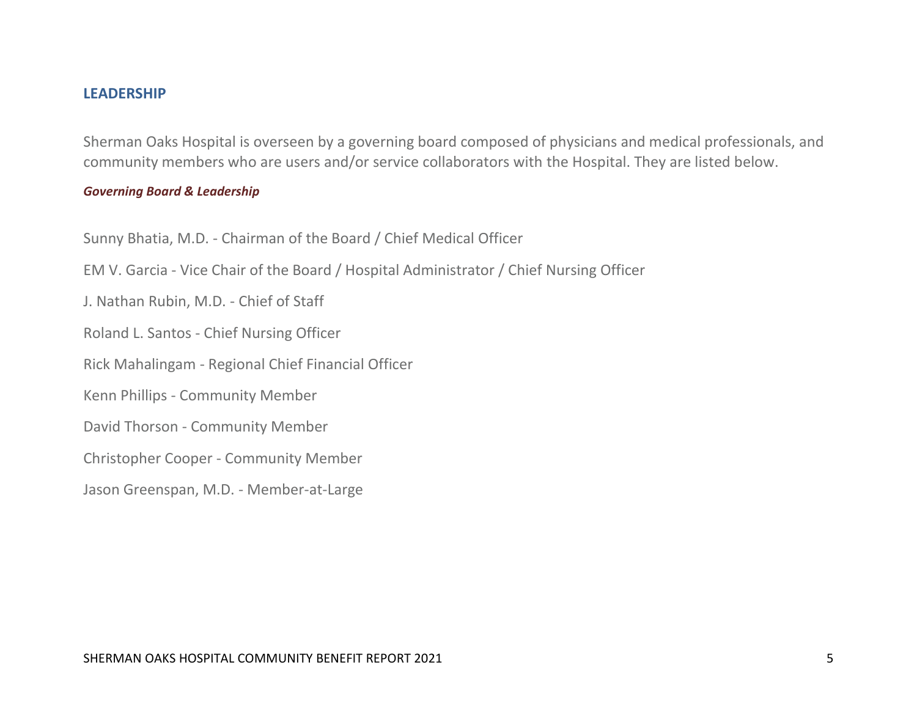## LEADERSHIP

Sherman Oaks Hospital is overseen by a governing board composed of physicians and medical professionals, and community members who are users and/or service collaborators with the Hospital. They are listed below.

***Governing Board & Leadership***

Sunny Bhatia, M.D. - Chairman of the Board / Chief Medical Officer

EM V. Garcia - Vice Chair of the Board / Hospital Administrator / Chief Nursing Officer

J. Nathan Rubin, M.D. - Chief of Staff

Roland L. Santos - Chief Nursing Officer

Rick Mahalingam - Regional Chief Financial Officer

Kenn Phillips - Community Member

David Thorson - Community Member

Christopher Cooper - Community Member

Jason Greenspan, M.D. - Member-at-Large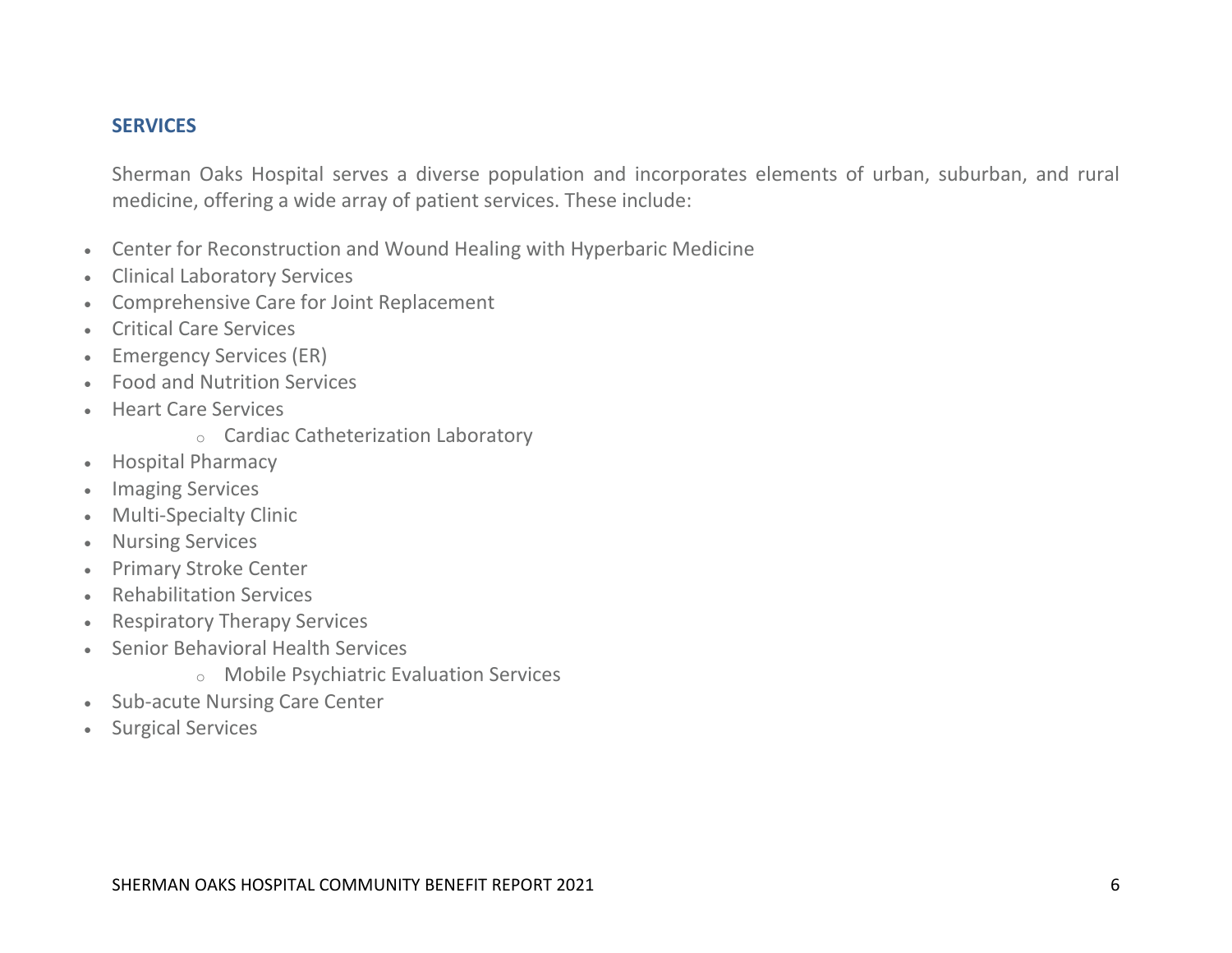## SERVICES

Sherman Oaks Hospital serves a diverse population and incorporates elements of urban, suburban, and rural medicine, offering a wide array of patient services. These include:

- Center for Reconstruction and Wound Healing with Hyperbaric Medicine
- Clinical Laboratory Services
- Comprehensive Care for Joint Replacement
- Critical Care Services
- Emergency Services (ER)
- Food and Nutrition Services
- Heart Care Services
    - Cardiac Catheterization Laboratory
- Hospital Pharmacy
- Imaging Services
- Multi-Specialty Clinic
- Nursing Services
- Primary Stroke Center
- Rehabilitation Services
- Respiratory Therapy Services
- Senior Behavioral Health Services
    - Mobile Psychiatric Evaluation Services
- Sub-acute Nursing Care Center
- Surgical Services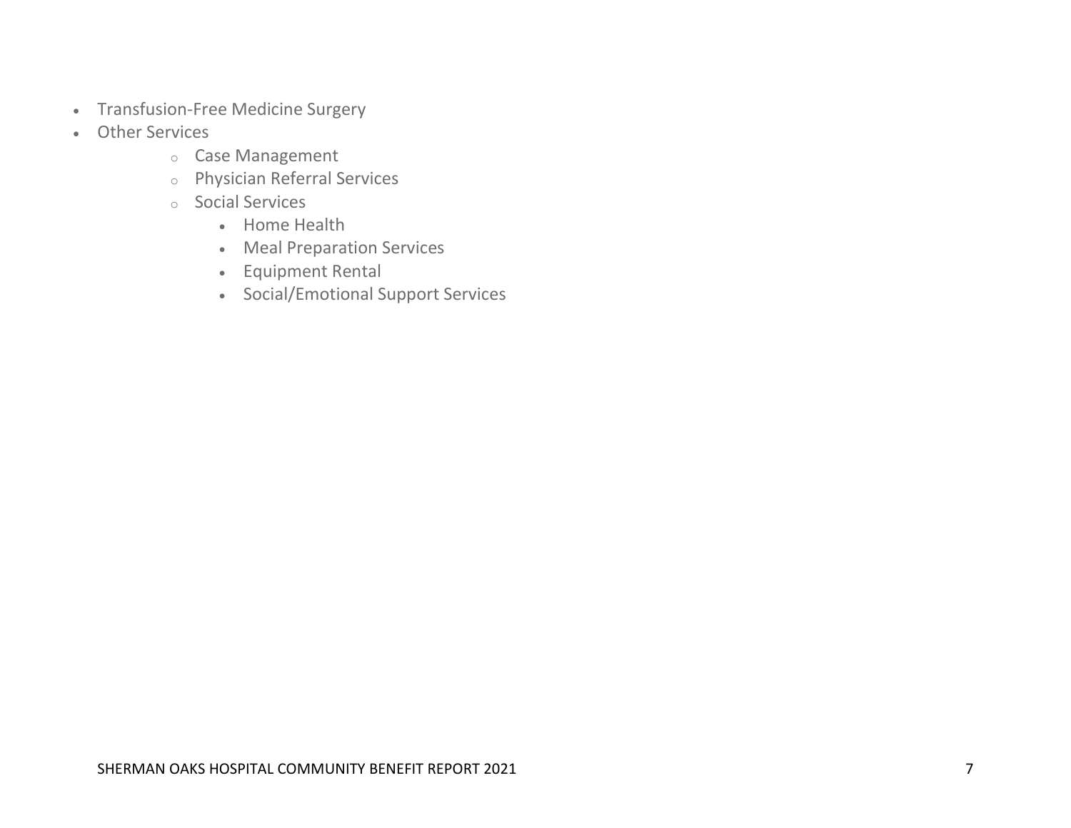- Transfusion-Free Medicine Surgery
- Other Services
    - Case Management
    - Physician Referral Services
    - Social Services
        - Home Health
        - Meal Preparation Services
        - Equipment Rental
        - Social/Emotional Support Services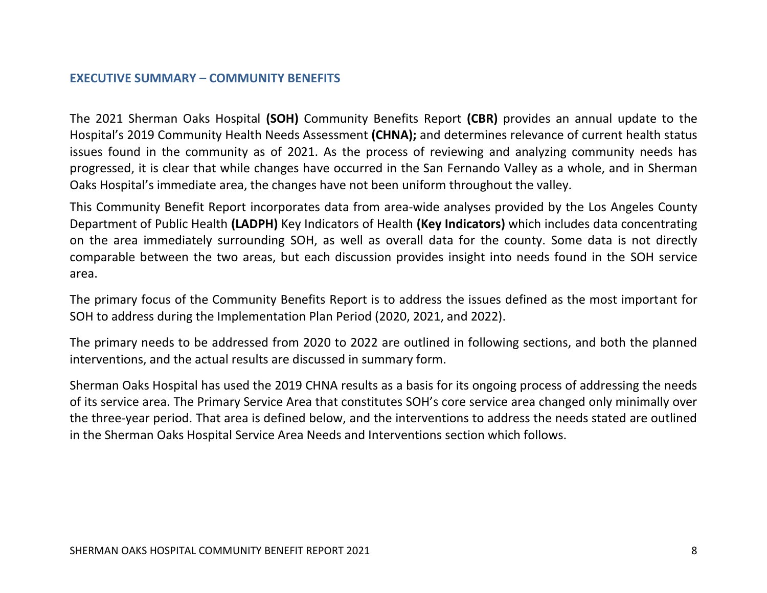## EXECUTIVE SUMMARY – COMMUNITY BENEFITS

The 2021 Sherman Oaks Hospital **(SOH)** Community Benefits Report **(CBR)** provides an annual update to the Hospital's 2019 Community Health Needs Assessment **(CHNA);** and determines relevance of current health status issues found in the community as of 2021. As the process of reviewing and analyzing community needs has progressed, it is clear that while changes have occurred in the San Fernando Valley as a whole, and in Sherman Oaks Hospital's immediate area, the changes have not been uniform throughout the valley.

This Community Benefit Report incorporates data from area-wide analyses provided by the Los Angeles County Department of Public Health **(LADPH)** Key Indicators of Health **(Key Indicators)** which includes data concentrating on the area immediately surrounding SOH, as well as overall data for the county. Some data is not directly comparable between the two areas, but each discussion provides insight into needs found in the SOH service area.

The primary focus of the Community Benefits Report is to address the issues defined as the most important for SOH to address during the Implementation Plan Period (2020, 2021, and 2022).

The primary needs to be addressed from 2020 to 2022 are outlined in following sections, and both the planned interventions, and the actual results are discussed in summary form.

Sherman Oaks Hospital has used the 2019 CHNA results as a basis for its ongoing process of addressing the needs of its service area. The Primary Service Area that constitutes SOH's core service area changed only minimally over the three-year period. That area is defined below, and the interventions to address the needs stated are outlined in the Sherman Oaks Hospital Service Area Needs and Interventions section which follows.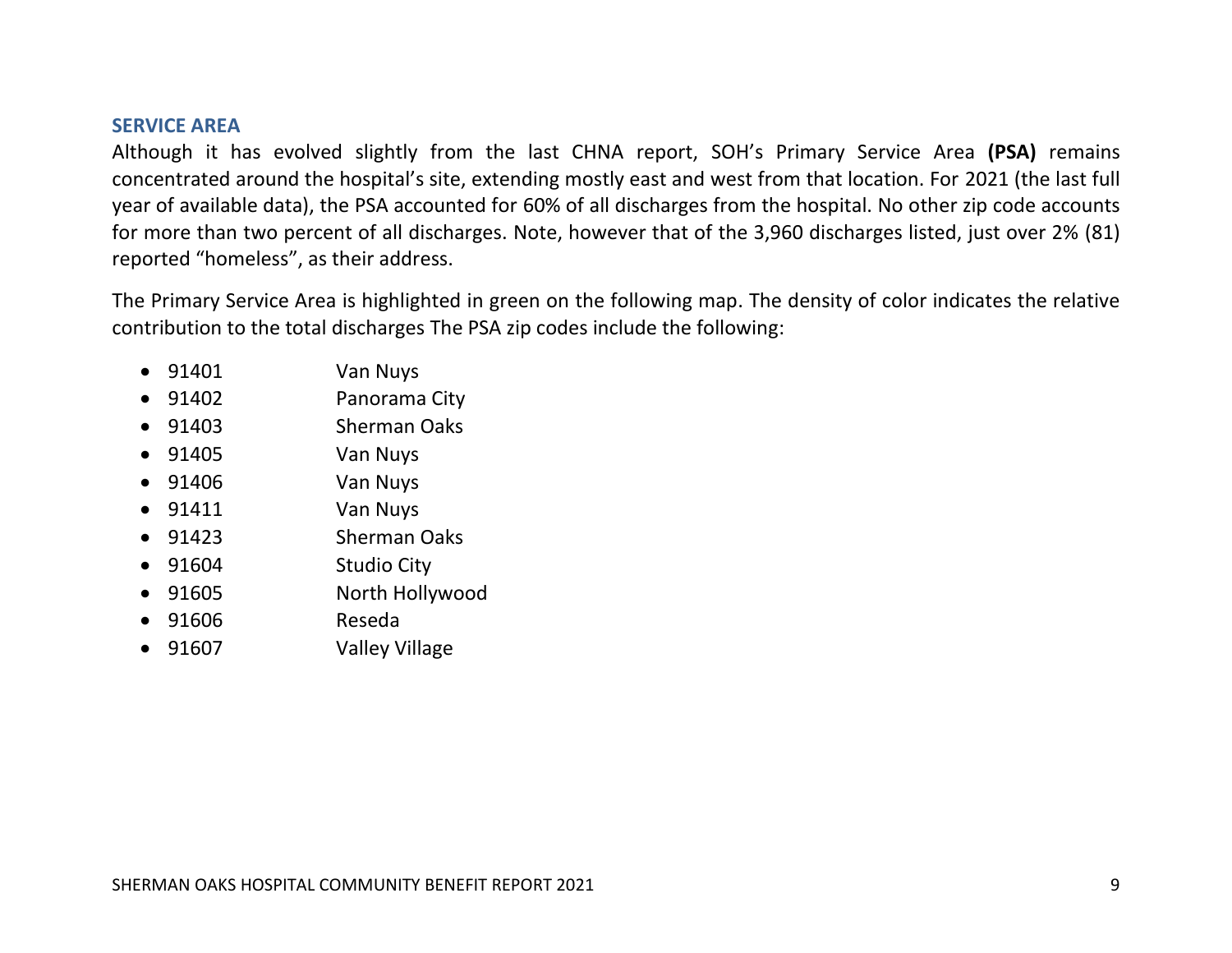## SERVICE AREA

Although it has evolved slightly from the last CHNA report, SOH's Primary Service Area **(PSA)** remains concentrated around the hospital's site, extending mostly east and west from that location. For 2021 (the last full year of available data), the PSA accounted for 60% of all discharges from the hospital. No other zip code accounts for more than two percent of all discharges. Note, however that of the 3,960 discharges listed, just over 2% (81) reported "homeless", as their address.

The Primary Service Area is highlighted in green on the following map. The density of color indicates the relative contribution to the total discharges The PSA zip codes include the following:

- 91401 Van Nuys
- 91402 Panorama City
- 91403 Sherman Oaks
- 91405 Van Nuys
- 91406 Van Nuys
- 91411 Van Nuys
- 91423 Sherman Oaks
- 91604 Studio City
- 91605 North Hollywood
- 91606 Reseda
- 91607 Valley Village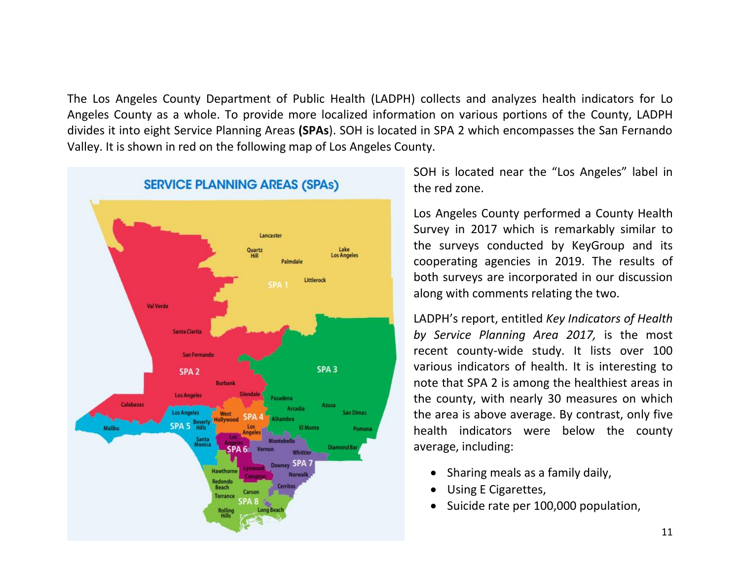The Los Angeles County Department of Public Health (LADPH) collects and analyzes health indicators for Lo Angeles County as a whole. To provide more localized information on various portions of the County, LADPH divides it into eight Service Planning Areas **(SPAs)**. SOH is located in SPA 2 which encompasses the San Fernando Valley. It is shown in red on the following map of Los Angeles County.

SOH is located near the "Los Angeles" label in the red zone.

Los Angeles County performed a County Health Survey in 2017 which is remarkably similar to the surveys conducted by KeyGroup and its cooperating agencies in 2019. The results of both surveys are incorporated in our discussion along with comments relating the two.

LADPH's report, entitled *Key Indicators of Health by Service Planning Area 2017,* is the most recent county-wide study. It lists over 100 various indicators of health. It is interesting to note that SPA 2 is among the healthiest areas in the county, with nearly 30 measures on which the area is above average. By contrast, only five health indicators were below the county average, including:

- Sharing meals as a family daily,
- Using E Cigarettes,
- Suicide rate per 100,000 population,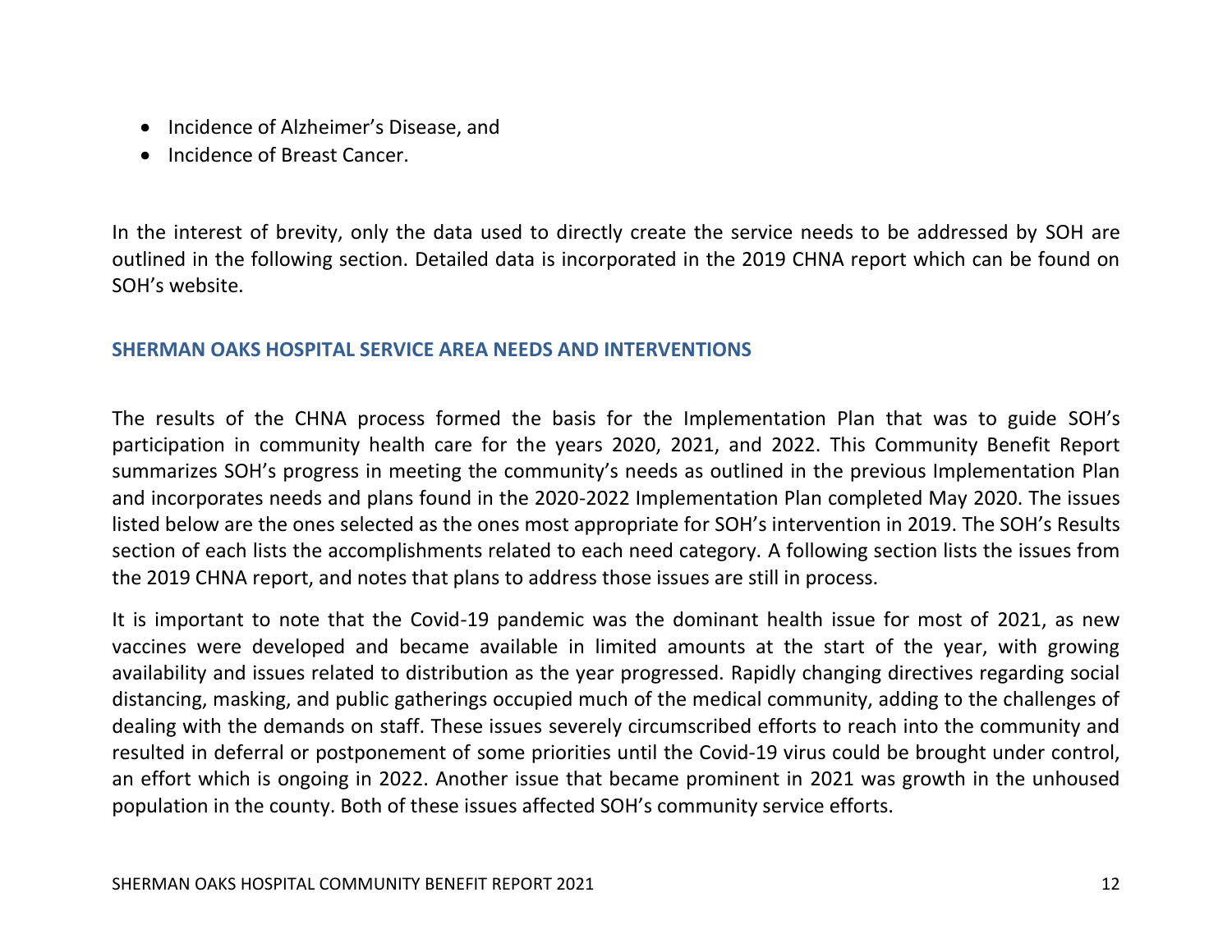- Incidence of Alzheimer's Disease, and
- Incidence of Breast Cancer.

In the interest of brevity, only the data used to directly create the service needs to be addressed by SOH are outlined in the following section. Detailed data is incorporated in the 2019 CHNA report which can be found on SOH's website.

## SHERMAN OAKS HOSPITAL SERVICE AREA NEEDS AND INTERVENTIONS

The results of the CHNA process formed the basis for the Implementation Plan that was to guide SOH's participation in community health care for the years 2020, 2021, and 2022. This Community Benefit Report summarizes SOH's progress in meeting the community's needs as outlined in the previous Implementation Plan and incorporates needs and plans found in the 2020-2022 Implementation Plan completed May 2020. The issues listed below are the ones selected as the ones most appropriate for SOH's intervention in 2019. The SOH's Results section of each lists the accomplishments related to each need category. A following section lists the issues from the 2019 CHNA report, and notes that plans to address those issues are still in process.

It is important to note that the Covid-19 pandemic was the dominant health issue for most of 2021, as new vaccines were developed and became available in limited amounts at the start of the year, with growing availability and issues related to distribution as the year progressed. Rapidly changing directives regarding social distancing, masking, and public gatherings occupied much of the medical community, adding to the challenges of dealing with the demands on staff. These issues severely circumscribed efforts to reach into the community and resulted in deferral or postponement of some priorities until the Covid-19 virus could be brought under control, an effort which is ongoing in 2022. Another issue that became prominent in 2021 was growth in the unhoused population in the county. Both of these issues affected SOH's community service efforts.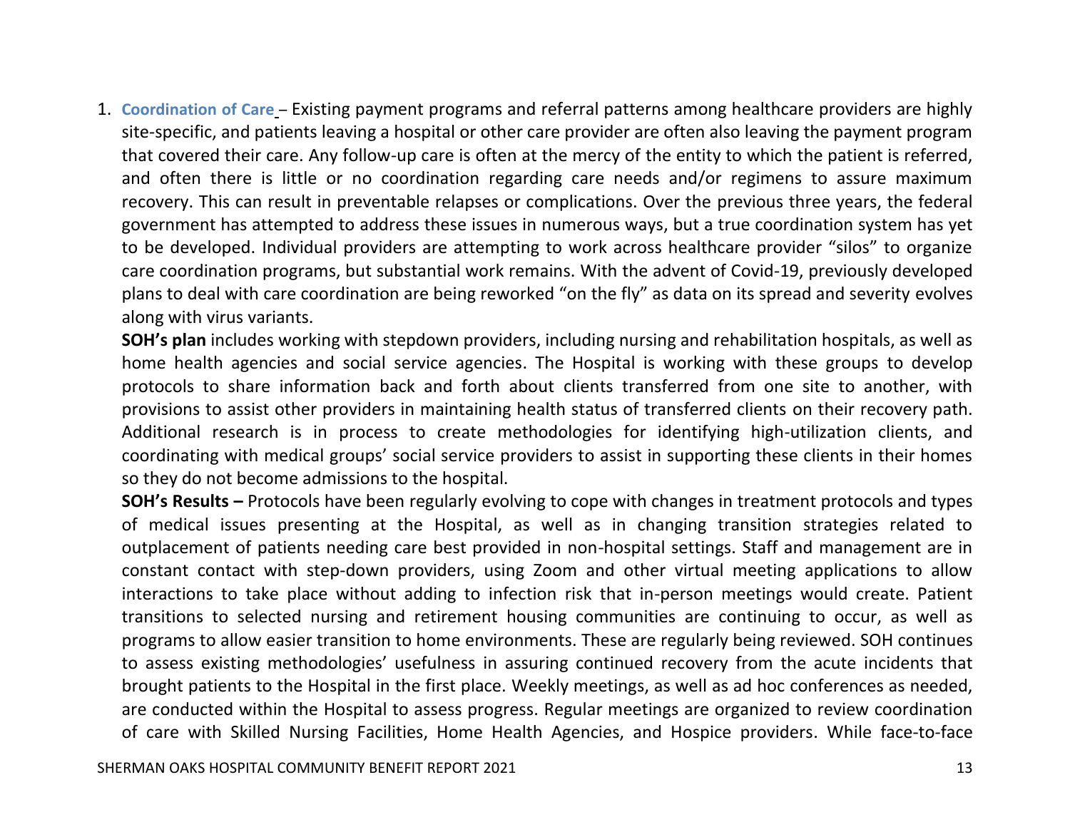1. **Coordination of Care** – Existing payment programs and referral patterns among healthcare providers are highly site-specific, and patients leaving a hospital or other care provider are often also leaving the payment program that covered their care. Any follow-up care is often at the mercy of the entity to which the patient is referred, and often there is little or no coordination regarding care needs and/or regimens to assure maximum recovery. This can result in preventable relapses or complications. Over the previous three years, the federal government has attempted to address these issues in numerous ways, but a true coordination system has yet to be developed. Individual providers are attempting to work across healthcare provider "silos" to organize care coordination programs, but substantial work remains. With the advent of Covid-19, previously developed plans to deal with care coordination are being reworked "on the fly" as data on its spread and severity evolves along with virus variants.

   **SOH's plan** includes working with stepdown providers, including nursing and rehabilitation hospitals, as well as home health agencies and social service agencies. The Hospital is working with these groups to develop protocols to share information back and forth about clients transferred from one site to another, with provisions to assist other providers in maintaining health status of transferred clients on their recovery path. Additional research is in process to create methodologies for identifying high-utilization clients, and coordinating with medical groups' social service providers to assist in supporting these clients in their homes so they do not become admissions to the hospital.

   **SOH's Results –** Protocols have been regularly evolving to cope with changes in treatment protocols and types of medical issues presenting at the Hospital, as well as in changing transition strategies related to outplacement of patients needing care best provided in non-hospital settings. Staff and management are in constant contact with step-down providers, using Zoom and other virtual meeting applications to allow interactions to take place without adding to infection risk that in-person meetings would create. Patient transitions to selected nursing and retirement housing communities are continuing to occur, as well as programs to allow easier transition to home environments. These are regularly being reviewed. SOH continues to assess existing methodologies' usefulness in assuring continued recovery from the acute incidents that brought patients to the Hospital in the first place. Weekly meetings, as well as ad hoc conferences as needed, are conducted within the Hospital to assess progress. Regular meetings are organized to review coordination of care with Skilled Nursing Facilities, Home Health Agencies, and Hospice providers. While face-to-face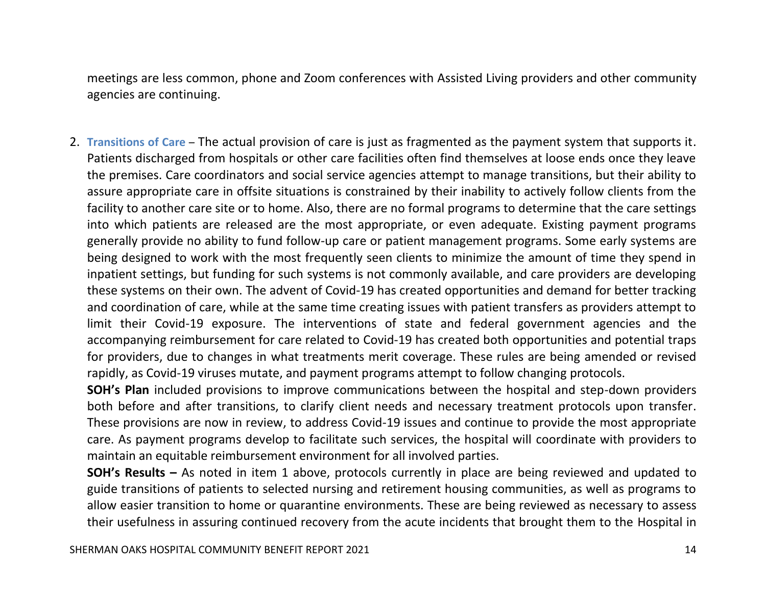meetings are less common, phone and Zoom conferences with Assisted Living providers and other community agencies are continuing.

2. **Transitions of Care** – The actual provision of care is just as fragmented as the payment system that supports it. Patients discharged from hospitals or other care facilities often find themselves at loose ends once they leave the premises. Care coordinators and social service agencies attempt to manage transitions, but their ability to assure appropriate care in offsite situations is constrained by their inability to actively follow clients from the facility to another care site or to home. Also, there are no formal programs to determine that the care settings into which patients are released are the most appropriate, or even adequate. Existing payment programs generally provide no ability to fund follow-up care or patient management programs. Some early systems are being designed to work with the most frequently seen clients to minimize the amount of time they spend in inpatient settings, but funding for such systems is not commonly available, and care providers are developing these systems on their own. The advent of Covid-19 has created opportunities and demand for better tracking and coordination of care, while at the same time creating issues with patient transfers as providers attempt to limit their Covid-19 exposure. The interventions of state and federal government agencies and the accompanying reimbursement for care related to Covid-19 has created both opportunities and potential traps for providers, due to changes in what treatments merit coverage. These rules are being amended or revised rapidly, as Covid-19 viruses mutate, and payment programs attempt to follow changing protocols.

   **SOH's Plan** included provisions to improve communications between the hospital and step-down providers both before and after transitions, to clarify client needs and necessary treatment protocols upon transfer. These provisions are now in review, to address Covid-19 issues and continue to provide the most appropriate care. As payment programs develop to facilitate such services, the hospital will coordinate with providers to maintain an equitable reimbursement environment for all involved parties.

   **SOH's Results –** As noted in item 1 above, protocols currently in place are being reviewed and updated to guide transitions of patients to selected nursing and retirement housing communities, as well as programs to allow easier transition to home or quarantine environments. These are being reviewed as necessary to assess their usefulness in assuring continued recovery from the acute incidents that brought them to the Hospital in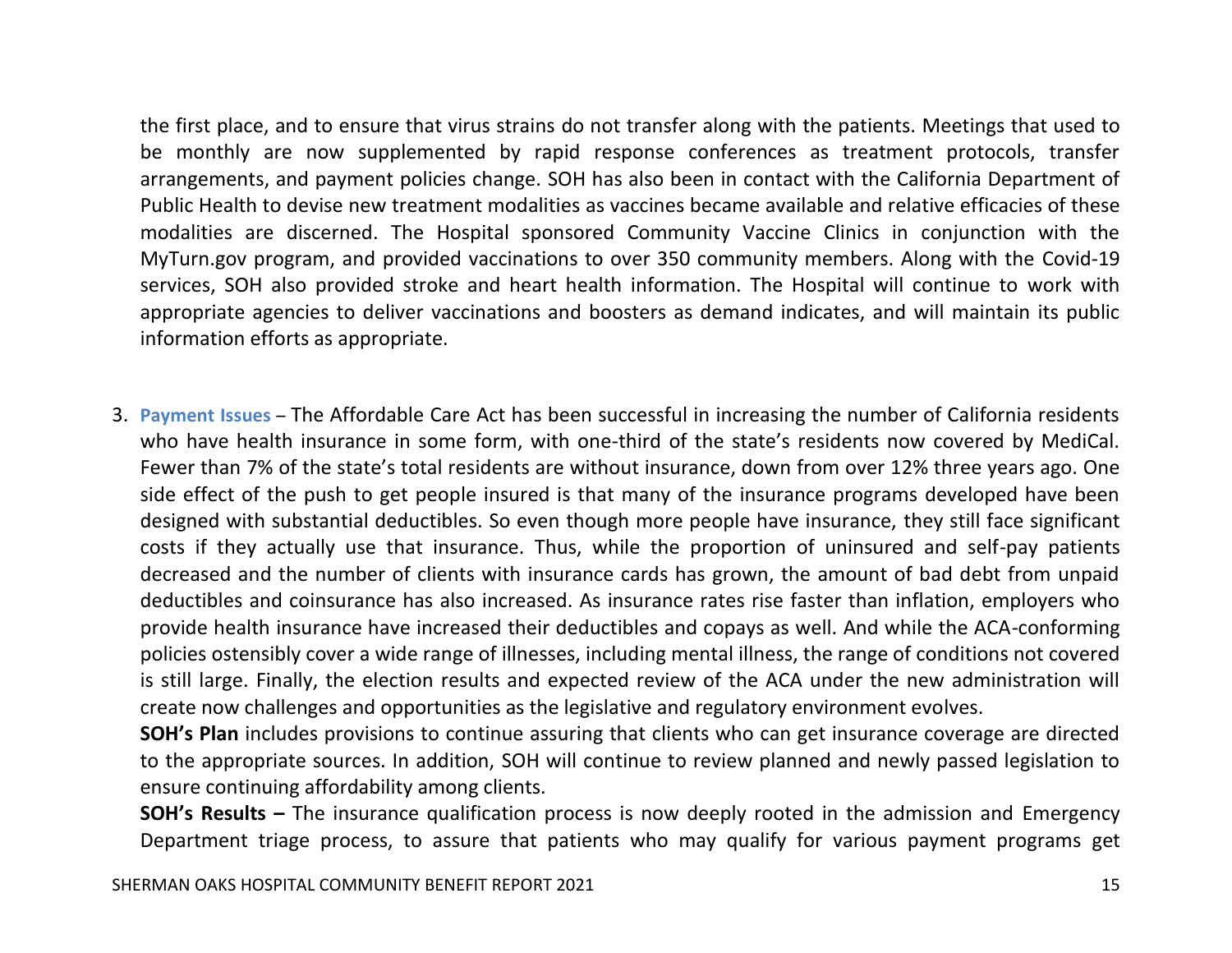the first place, and to ensure that virus strains do not transfer along with the patients. Meetings that used to be monthly are now supplemented by rapid response conferences as treatment protocols, transfer arrangements, and payment policies change. SOH has also been in contact with the California Department of Public Health to devise new treatment modalities as vaccines became available and relative efficacies of these modalities are discerned. The Hospital sponsored Community Vaccine Clinics in conjunction with the MyTurn.gov program, and provided vaccinations to over 350 community members. Along with the Covid-19 services, SOH also provided stroke and heart health information. The Hospital will continue to work with appropriate agencies to deliver vaccinations and boosters as demand indicates, and will maintain its public information efforts as appropriate.

3. **Payment Issues** – The Affordable Care Act has been successful in increasing the number of California residents who have health insurance in some form, with one-third of the state's residents now covered by MediCal. Fewer than 7% of the state's total residents are without insurance, down from over 12% three years ago. One side effect of the push to get people insured is that many of the insurance programs developed have been designed with substantial deductibles. So even though more people have insurance, they still face significant costs if they actually use that insurance. Thus, while the proportion of uninsured and self-pay patients decreased and the number of clients with insurance cards has grown, the amount of bad debt from unpaid deductibles and coinsurance has also increased. As insurance rates rise faster than inflation, employers who provide health insurance have increased their deductibles and copays as well. And while the ACA-conforming policies ostensibly cover a wide range of illnesses, including mental illness, the range of conditions not covered is still large. Finally, the election results and expected review of the ACA under the new administration will create now challenges and opportunities as the legislative and regulatory environment evolves.

   **SOH's Plan** includes provisions to continue assuring that clients who can get insurance coverage are directed to the appropriate sources. In addition, SOH will continue to review planned and newly passed legislation to ensure continuing affordability among clients.

   **SOH's Results –** The insurance qualification process is now deeply rooted in the admission and Emergency Department triage process, to assure that patients who may qualify for various payment programs get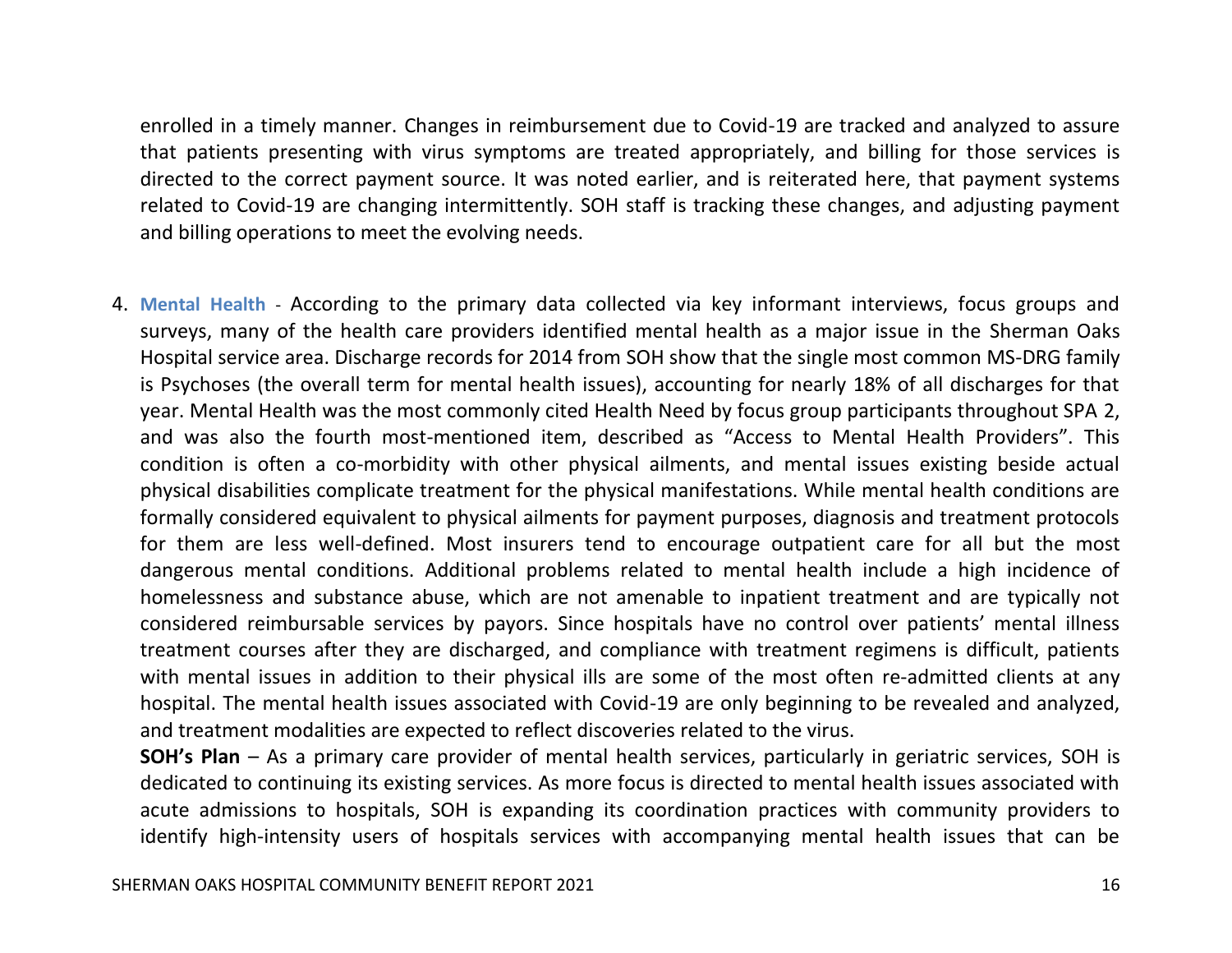enrolled in a timely manner. Changes in reimbursement due to Covid-19 are tracked and analyzed to assure that patients presenting with virus symptoms are treated appropriately, and billing for those services is directed to the correct payment source. It was noted earlier, and is reiterated here, that payment systems related to Covid-19 are changing intermittently. SOH staff is tracking these changes, and adjusting payment and billing operations to meet the evolving needs.

4. **Mental Health** - According to the primary data collected via key informant interviews, focus groups and surveys, many of the health care providers identified mental health as a major issue in the Sherman Oaks Hospital service area. Discharge records for 2014 from SOH show that the single most common MS-DRG family is Psychoses (the overall term for mental health issues), accounting for nearly 18% of all discharges for that year. Mental Health was the most commonly cited Health Need by focus group participants throughout SPA 2, and was also the fourth most-mentioned item, described as "Access to Mental Health Providers". This condition is often a co-morbidity with other physical ailments, and mental issues existing beside actual physical disabilities complicate treatment for the physical manifestations. While mental health conditions are formally considered equivalent to physical ailments for payment purposes, diagnosis and treatment protocols for them are less well-defined. Most insurers tend to encourage outpatient care for all but the most dangerous mental conditions. Additional problems related to mental health include a high incidence of homelessness and substance abuse, which are not amenable to inpatient treatment and are typically not considered reimbursable services by payors. Since hospitals have no control over patients' mental illness treatment courses after they are discharged, and compliance with treatment regimens is difficult, patients with mental issues in addition to their physical ills are some of the most often re-admitted clients at any hospital. The mental health issues associated with Covid-19 are only beginning to be revealed and analyzed, and treatment modalities are expected to reflect discoveries related to the virus.

   **SOH's Plan** – As a primary care provider of mental health services, particularly in geriatric services, SOH is dedicated to continuing its existing services. As more focus is directed to mental health issues associated with acute admissions to hospitals, SOH is expanding its coordination practices with community providers to identify high-intensity users of hospitals services with accompanying mental health issues that can be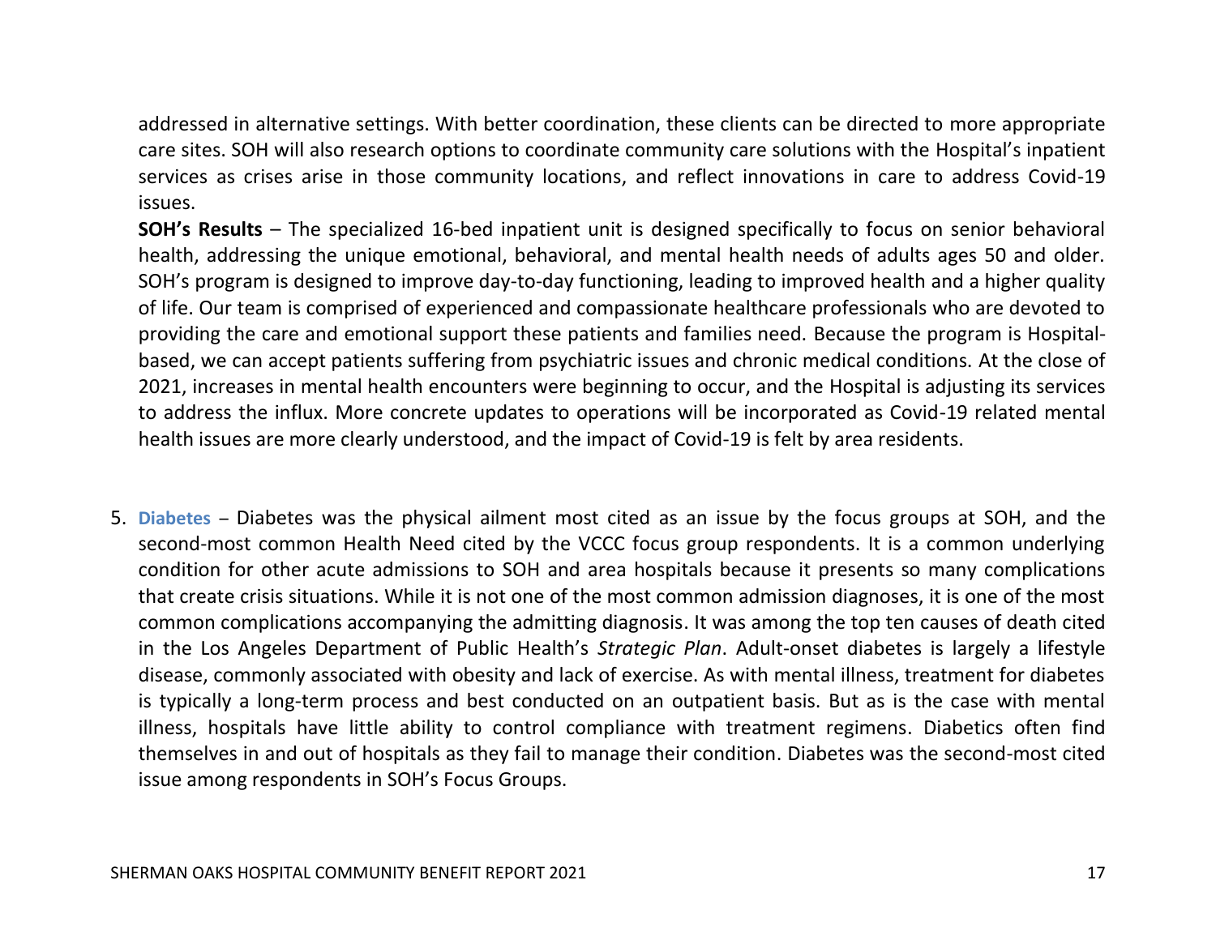addressed in alternative settings. With better coordination, these clients can be directed to more appropriate care sites. SOH will also research options to coordinate community care solutions with the Hospital's inpatient services as crises arise in those community locations, and reflect innovations in care to address Covid-19 issues.

**SOH's Results** – The specialized 16-bed inpatient unit is designed specifically to focus on senior behavioral health, addressing the unique emotional, behavioral, and mental health needs of adults ages 50 and older. SOH's program is designed to improve day-to-day functioning, leading to improved health and a higher quality of life. Our team is comprised of experienced and compassionate healthcare professionals who are devoted to providing the care and emotional support these patients and families need. Because the program is Hospital-based, we can accept patients suffering from psychiatric issues and chronic medical conditions. At the close of 2021, increases in mental health encounters were beginning to occur, and the Hospital is adjusting its services to address the influx. More concrete updates to operations will be incorporated as Covid-19 related mental health issues are more clearly understood, and the impact of Covid-19 is felt by area residents.

5. **Diabetes** – Diabetes was the physical ailment most cited as an issue by the focus groups at SOH, and the second-most common Health Need cited by the VCCC focus group respondents. It is a common underlying condition for other acute admissions to SOH and area hospitals because it presents so many complications that create crisis situations. While it is not one of the most common admission diagnoses, it is one of the most common complications accompanying the admitting diagnosis. It was among the top ten causes of death cited in the Los Angeles Department of Public Health's *Strategic Plan*. Adult-onset diabetes is largely a lifestyle disease, commonly associated with obesity and lack of exercise. As with mental illness, treatment for diabetes is typically a long-term process and best conducted on an outpatient basis. But as is the case with mental illness, hospitals have little ability to control compliance with treatment regimens. Diabetics often find themselves in and out of hospitals as they fail to manage their condition. Diabetes was the second-most cited issue among respondents in SOH's Focus Groups.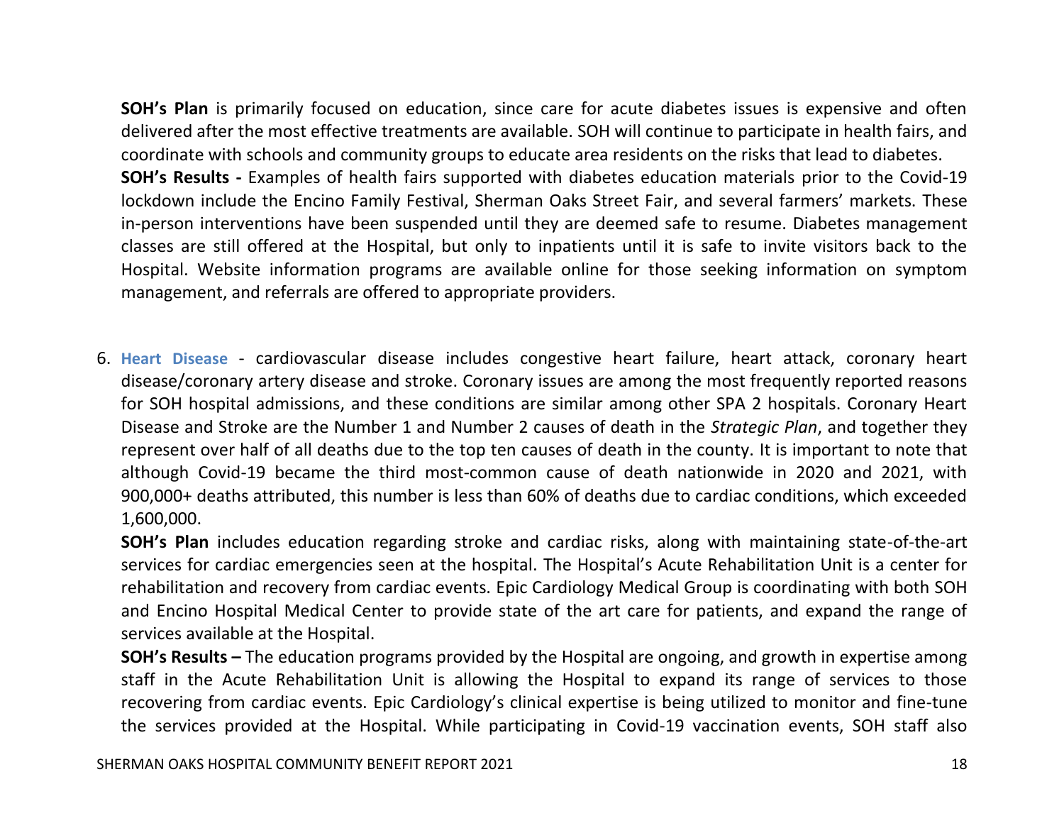**SOH's Plan** is primarily focused on education, since care for acute diabetes issues is expensive and often delivered after the most effective treatments are available. SOH will continue to participate in health fairs, and coordinate with schools and community groups to educate area residents on the risks that lead to diabetes.

**SOH's Results -** Examples of health fairs supported with diabetes education materials prior to the Covid-19 lockdown include the Encino Family Festival, Sherman Oaks Street Fair, and several farmers' markets. These in-person interventions have been suspended until they are deemed safe to resume. Diabetes management classes are still offered at the Hospital, but only to inpatients until it is safe to invite visitors back to the Hospital. Website information programs are available online for those seeking information on symptom management, and referrals are offered to appropriate providers.

6. **Heart Disease** - cardiovascular disease includes congestive heart failure, heart attack, coronary heart disease/coronary artery disease and stroke. Coronary issues are among the most frequently reported reasons for SOH hospital admissions, and these conditions are similar among other SPA 2 hospitals. Coronary Heart Disease and Stroke are the Number 1 and Number 2 causes of death in the *Strategic Plan*, and together they represent over half of all deaths due to the top ten causes of death in the county. It is important to note that although Covid-19 became the third most-common cause of death nationwide in 2020 and 2021, with 900,000+ deaths attributed, this number is less than 60% of deaths due to cardiac conditions, which exceeded 1,600,000.

   **SOH's Plan** includes education regarding stroke and cardiac risks, along with maintaining state-of-the-art services for cardiac emergencies seen at the hospital. The Hospital's Acute Rehabilitation Unit is a center for rehabilitation and recovery from cardiac events. Epic Cardiology Medical Group is coordinating with both SOH and Encino Hospital Medical Center to provide state of the art care for patients, and expand the range of services available at the Hospital.

   **SOH's Results –** The education programs provided by the Hospital are ongoing, and growth in expertise among staff in the Acute Rehabilitation Unit is allowing the Hospital to expand its range of services to those recovering from cardiac events. Epic Cardiology's clinical expertise is being utilized to monitor and fine-tune the services provided at the Hospital. While participating in Covid-19 vaccination events, SOH staff also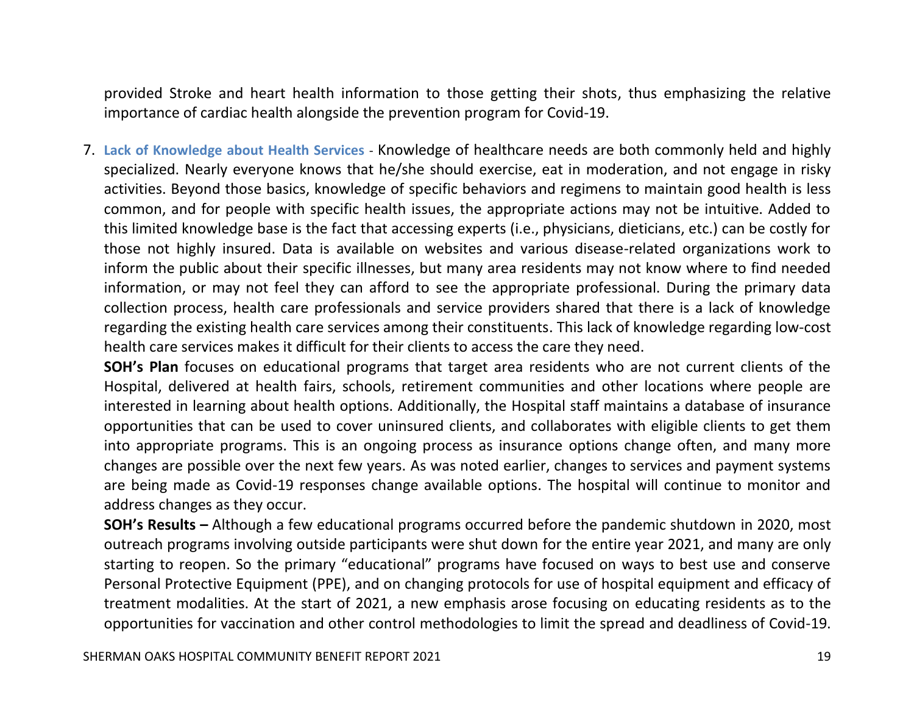provided Stroke and heart health information to those getting their shots, thus emphasizing the relative importance of cardiac health alongside the prevention program for Covid-19.

7. **Lack of Knowledge about Health Services** - Knowledge of healthcare needs are both commonly held and highly specialized. Nearly everyone knows that he/she should exercise, eat in moderation, and not engage in risky activities. Beyond those basics, knowledge of specific behaviors and regimens to maintain good health is less common, and for people with specific health issues, the appropriate actions may not be intuitive. Added to this limited knowledge base is the fact that accessing experts (i.e., physicians, dieticians, etc.) can be costly for those not highly insured. Data is available on websites and various disease-related organizations work to inform the public about their specific illnesses, but many area residents may not know where to find needed information, or may not feel they can afford to see the appropriate professional. During the primary data collection process, health care professionals and service providers shared that there is a lack of knowledge regarding the existing health care services among their constituents. This lack of knowledge regarding low-cost health care services makes it difficult for their clients to access the care they need.

   **SOH's Plan** focuses on educational programs that target area residents who are not current clients of the Hospital, delivered at health fairs, schools, retirement communities and other locations where people are interested in learning about health options. Additionally, the Hospital staff maintains a database of insurance opportunities that can be used to cover uninsured clients, and collaborates with eligible clients to get them into appropriate programs. This is an ongoing process as insurance options change often, and many more changes are possible over the next few years. As was noted earlier, changes to services and payment systems are being made as Covid-19 responses change available options. The hospital will continue to monitor and address changes as they occur.

   **SOH's Results –** Although a few educational programs occurred before the pandemic shutdown in 2020, most outreach programs involving outside participants were shut down for the entire year 2021, and many are only starting to reopen. So the primary "educational" programs have focused on ways to best use and conserve Personal Protective Equipment (PPE), and on changing protocols for use of hospital equipment and efficacy of treatment modalities. At the start of 2021, a new emphasis arose focusing on educating residents as to the opportunities for vaccination and other control methodologies to limit the spread and deadliness of Covid-19.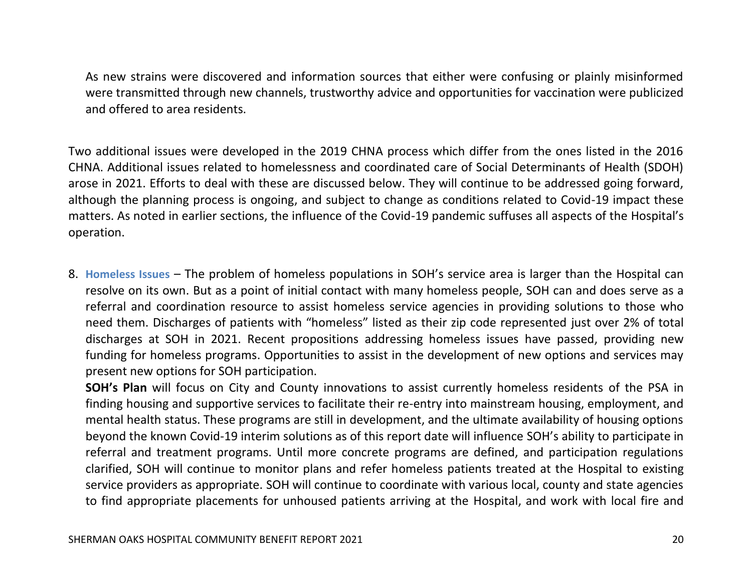As new strains were discovered and information sources that either were confusing or plainly misinformed were transmitted through new channels, trustworthy advice and opportunities for vaccination were publicized and offered to area residents.

Two additional issues were developed in the 2019 CHNA process which differ from the ones listed in the 2016 CHNA. Additional issues related to homelessness and coordinated care of Social Determinants of Health (SDOH) arose in 2021. Efforts to deal with these are discussed below. They will continue to be addressed going forward, although the planning process is ongoing, and subject to change as conditions related to Covid-19 impact these matters. As noted in earlier sections, the influence of the Covid-19 pandemic suffuses all aspects of the Hospital's operation.

8. **Homeless Issues** – The problem of homeless populations in SOH's service area is larger than the Hospital can resolve on its own. But as a point of initial contact with many homeless people, SOH can and does serve as a referral and coordination resource to assist homeless service agencies in providing solutions to those who need them. Discharges of patients with "homeless" listed as their zip code represented just over 2% of total discharges at SOH in 2021. Recent propositions addressing homeless issues have passed, providing new funding for homeless programs. Opportunities to assist in the development of new options and services may present new options for SOH participation.

   **SOH's Plan** will focus on City and County innovations to assist currently homeless residents of the PSA in finding housing and supportive services to facilitate their re-entry into mainstream housing, employment, and mental health status. These programs are still in development, and the ultimate availability of housing options beyond the known Covid-19 interim solutions as of this report date will influence SOH's ability to participate in referral and treatment programs. Until more concrete programs are defined, and participation regulations clarified, SOH will continue to monitor plans and refer homeless patients treated at the Hospital to existing service providers as appropriate. SOH will continue to coordinate with various local, county and state agencies to find appropriate placements for unhoused patients arriving at the Hospital, and work with local fire and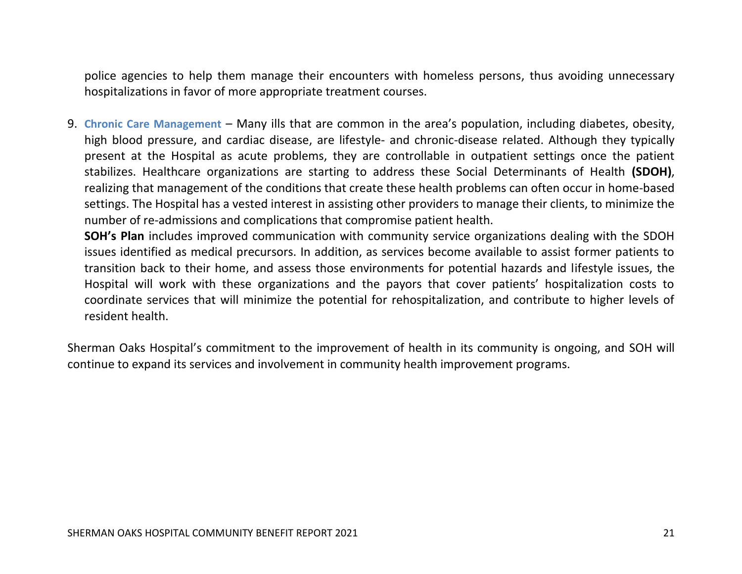police agencies to help them manage their encounters with homeless persons, thus avoiding unnecessary hospitalizations in favor of more appropriate treatment courses.

9. **Chronic Care Management** – Many ills that are common in the area's population, including diabetes, obesity, high blood pressure, and cardiac disease, are lifestyle- and chronic-disease related. Although they typically present at the Hospital as acute problems, they are controllable in outpatient settings once the patient stabilizes. Healthcare organizations are starting to address these Social Determinants of Health **(SDOH)**, realizing that management of the conditions that create these health problems can often occur in home-based settings. The Hospital has a vested interest in assisting other providers to manage their clients, to minimize the number of re-admissions and complications that compromise patient health.

   **SOH's Plan** includes improved communication with community service organizations dealing with the SDOH issues identified as medical precursors. In addition, as services become available to assist former patients to transition back to their home, and assess those environments for potential hazards and lifestyle issues, the Hospital will work with these organizations and the payors that cover patients' hospitalization costs to coordinate services that will minimize the potential for rehospitalization, and contribute to higher levels of resident health.

Sherman Oaks Hospital's commitment to the improvement of health in its community is ongoing, and SOH will continue to expand its services and involvement in community health improvement programs.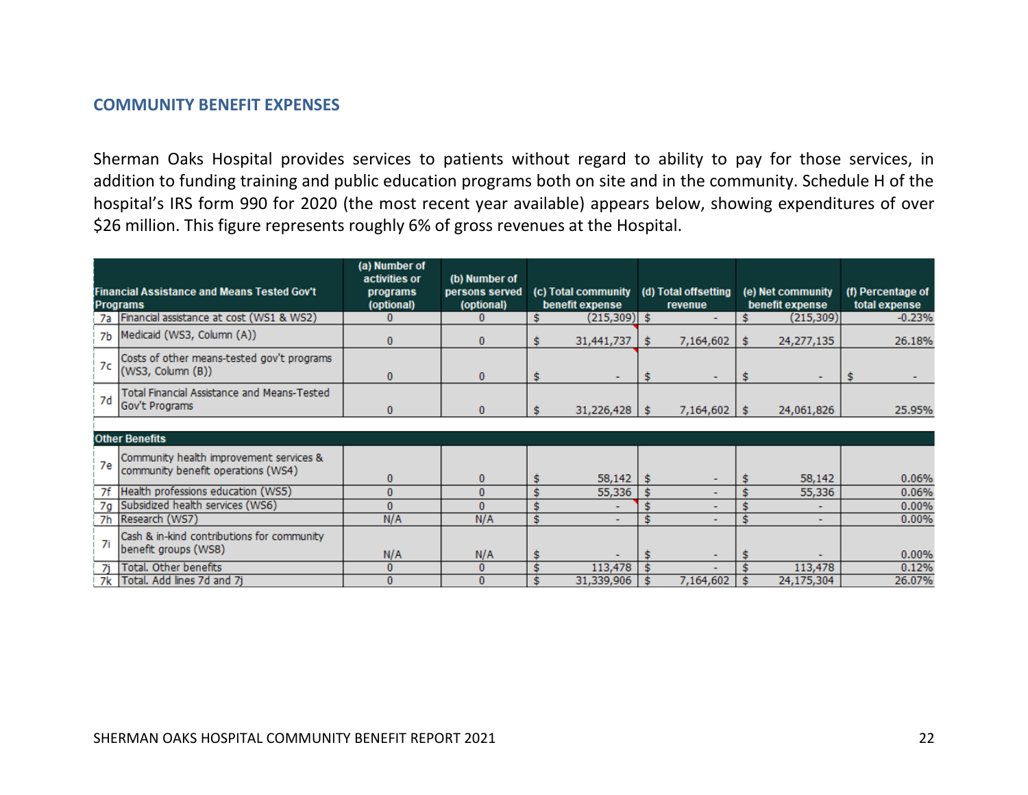## COMMUNITY BENEFIT EXPENSES

Sherman Oaks Hospital provides services to patients without regard to ability to pay for those services, in addition to funding training and public education programs both on site and in the community. Schedule H of the hospital's IRS form 990 for 2020 (the most recent year available) appears below, showing expenditures of over $26 million. This figure represents roughly 6% of gross revenues at the Hospital.

| | Financial Assistance and Means Tested Gov't Programs | (a) Number of activities or programs (optional) | (b) Number of persons served (optional) | (c) Total community benefit expense | (d) Total offsetting revenue | (e) Net community benefit expense | (f) Percentage of total expense |
|---|---|---|---|---|---|---|---|
| 7a | Financial assistance at cost (WS1 & WS2) | 0 | 0 | $ (215,309) | $ - | $ (215,309) | -0.23% |
| 7b | Medicaid (WS3, Column (A)) | 0 | 0 | $ 31,441,737 | $ 7,164,602 | $ 24,277,135 | 26.18% |
| 7c | Costs of other means-tested gov't programs (WS3, Column (B)) | 0 | 0 | $ - | $ - | $ - | $ - |
| 7d | Total Financial Assistance and Means-Tested Gov't Programs | 0 | 0 | $ 31,226,428 | $ 7,164,602 | $ 24,061,826 | 25.95% |
| | **Other Benefits** | | | | | | |
| 7e | Community health improvement services & community benefit operations (WS4) | 0 | 0 | $ 58,142 | $ - | $ 58,142 | 0.06% |
| 7f | Health professions education (WS5) | 0 | 0 | $ 55,336 | $ - | $ 55,336 | 0.06% |
| 7g | Subsidized health services (WS6) | 0 | 0 | $ - | $ - | $ - | 0.00% |
| 7h | Research (WS7) | N/A | N/A | $ - | $ - | $ - | 0.00% |
| 7i | Cash & in-kind contributions for community benefit groups (WS8) | N/A | N/A | $ - | $ - | $ - | 0.00% |
| 7j | Total. Other benefits | 0 | 0 | $ 113,478 | $ - | $ 113,478 | 0.12% |
| 7k | Total. Add lines 7d and 7j | 0 | 0 | $ 31,339,906 | $ 7,164,602 | $ 24,175,304 | 26.07% |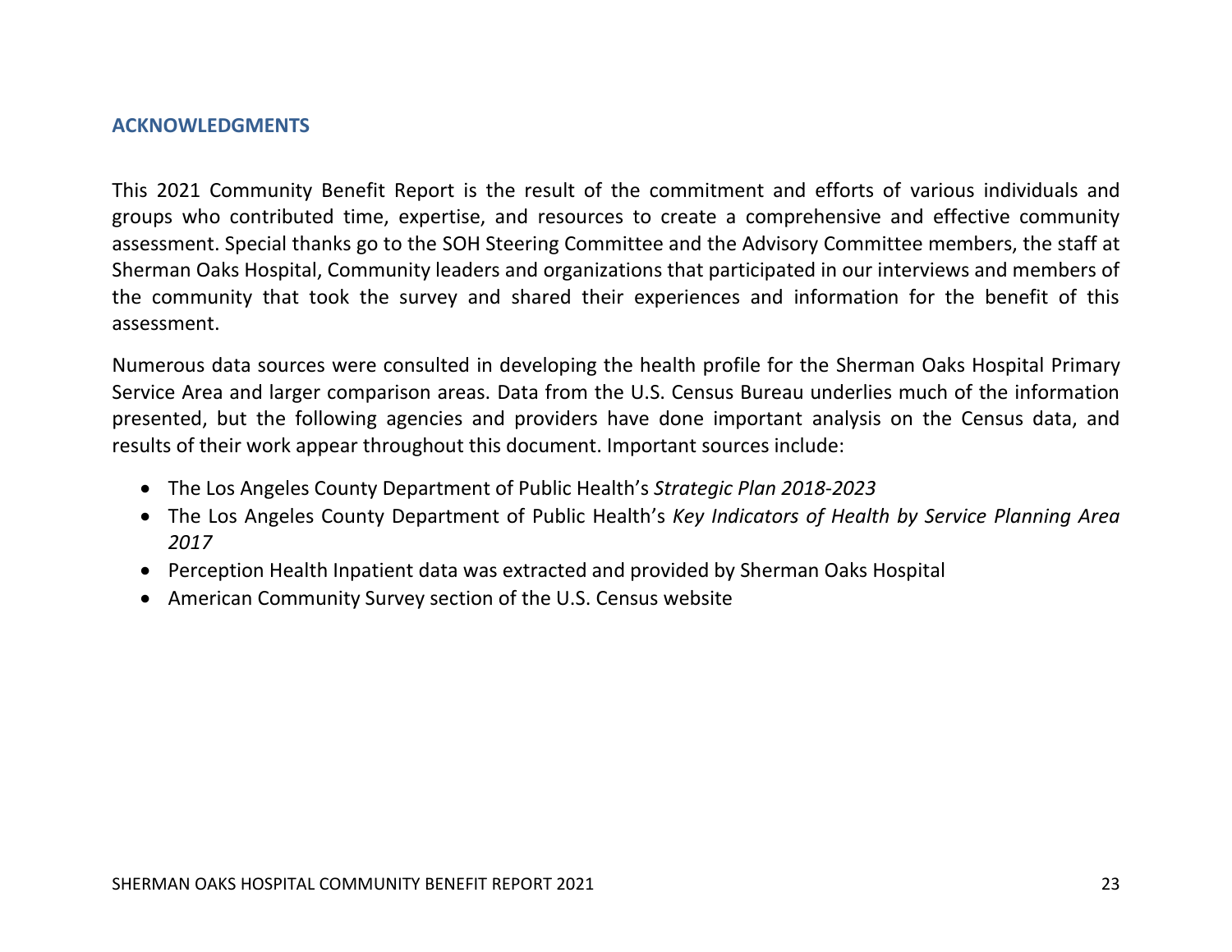## ACKNOWLEDGMENTS

This 2021 Community Benefit Report is the result of the commitment and efforts of various individuals and groups who contributed time, expertise, and resources to create a comprehensive and effective community assessment. Special thanks go to the SOH Steering Committee and the Advisory Committee members, the staff at Sherman Oaks Hospital, Community leaders and organizations that participated in our interviews and members of the community that took the survey and shared their experiences and information for the benefit of this assessment.

Numerous data sources were consulted in developing the health profile for the Sherman Oaks Hospital Primary Service Area and larger comparison areas. Data from the U.S. Census Bureau underlies much of the information presented, but the following agencies and providers have done important analysis on the Census data, and results of their work appear throughout this document. Important sources include:

- The Los Angeles County Department of Public Health's *Strategic Plan 2018-2023*
- The Los Angeles County Department of Public Health's *Key Indicators of Health by Service Planning Area 2017*
- Perception Health Inpatient data was extracted and provided by Sherman Oaks Hospital
- American Community Survey section of the U.S. Census website